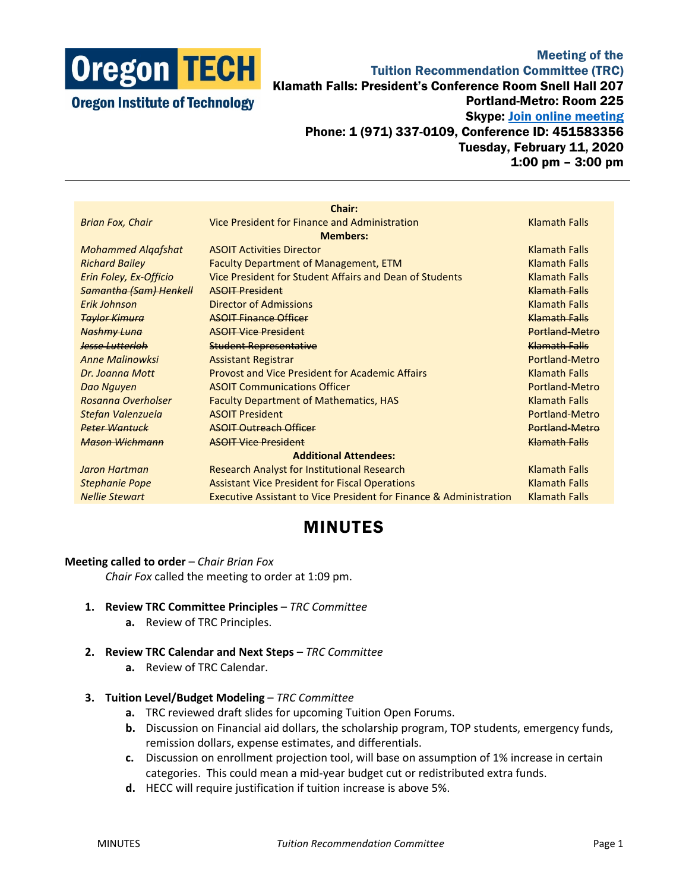**Oregon TECH**
**Oregon Institute of Technology**

# Meeting of the Tuition Recommendation Committee (TRC)

**Klamath Falls: President's Conference Room Snell Hall 207**
**Portland-Metro: Room 225**
**Skype: [Join online meeting]**
**Phone: 1 (971) 337-0109, Conference ID: 451583356**
**Tuesday, February 11, 2020**
**1:00 pm – 3:00 pm**

| | **Chair:** | |
|---|---|---|
| *Brian Fox, Chair* | Vice President for Finance and Administration | Klamath Falls |
| | **Members:** | |
| *Mohammed Alqafshat* | ASOIT Activities Director | Klamath Falls |
| *Richard Bailey* | Faculty Department of Management, ETM | Klamath Falls |
| *Erin Foley, Ex-Officio* | Vice President for Student Affairs and Dean of Students | Klamath Falls |
| ~~*Samantha (Sam) Henkell*~~ | ~~ASOIT President~~ | ~~Klamath Falls~~ |
| *Erik Johnson* | Director of Admissions | Klamath Falls |
| ~~*Taylor Kimura*~~ | ~~ASOIT Finance Officer~~ | ~~Klamath Falls~~ |
| ~~*Nashmy Luna*~~ | ~~ASOIT Vice President~~ | ~~Portland-Metro~~ |
| ~~*Jesse Lutterloh*~~ | ~~Student Representative~~ | ~~Klamath Falls~~ |
| *Anne Malinowksi* | Assistant Registrar | Portland-Metro |
| *Dr. Joanna Mott* | Provost and Vice President for Academic Affairs | Klamath Falls |
| *Dao Nguyen* | ASOIT Communications Officer | Portland-Metro |
| *Rosanna Overholser* | Faculty Department of Mathematics, HAS | Klamath Falls |
| *Stefan Valenzuela* | ASOIT President | Portland-Metro |
| ~~*Peter Wantuck*~~ | ~~ASOIT Outreach Officer~~ | ~~Portland-Metro~~ |
| ~~*Mason Wichmann*~~ | ~~ASOIT Vice President~~ | ~~Klamath Falls~~ |
| | **Additional Attendees:** | |
| *Jaron Hartman* | Research Analyst for Institutional Research | Klamath Falls |
| *Stephanie Pope* | Assistant Vice President for Fiscal Operations | Klamath Falls |
| *Nellie Stewart* | Executive Assistant to Vice President for Finance & Administration | Klamath Falls |

## MINUTES

**Meeting called to order** – *Chair Brian Fox*

*Chair Fox* called the meeting to order at 1:09 pm.

1. **Review TRC Committee Principles** – *TRC Committee*
   a. Review of TRC Principles.

2. **Review TRC Calendar and Next Steps** – *TRC Committee*
   a. Review of TRC Calendar.

3. **Tuition Level/Budget Modeling** – *TRC Committee*
   a. TRC reviewed draft slides for upcoming Tuition Open Forums.
   b. Discussion on Financial aid dollars, the scholarship program, TOP students, emergency funds, remission dollars, expense estimates, and differentials.
   c. Discussion on enrollment projection tool, will base on assumption of 1% increase in certain categories. This could mean a mid-year budget cut or redistributed extra funds.
   d. HECC will require justification if tuition increase is above 5%.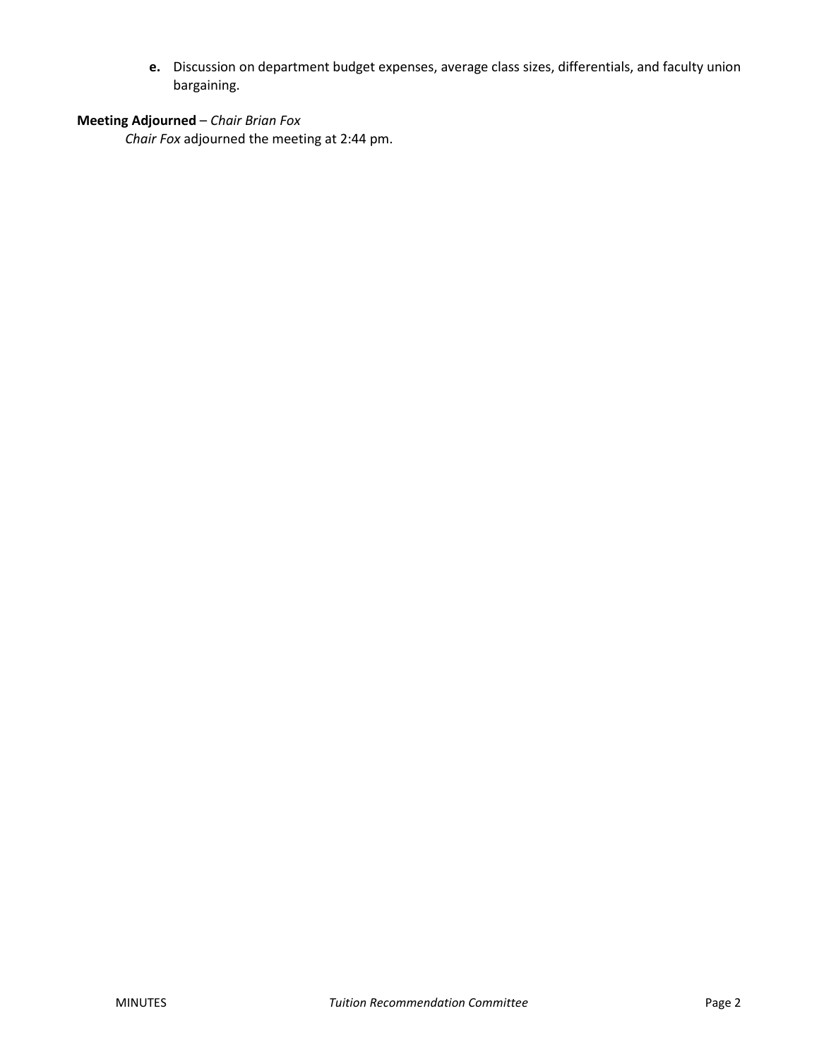e. Discussion on department budget expenses, average class sizes, differentials, and faculty union bargaining.

**Meeting Adjourned** – *Chair Brian Fox*

*Chair Fox* adjourned the meeting at 2:44 pm.